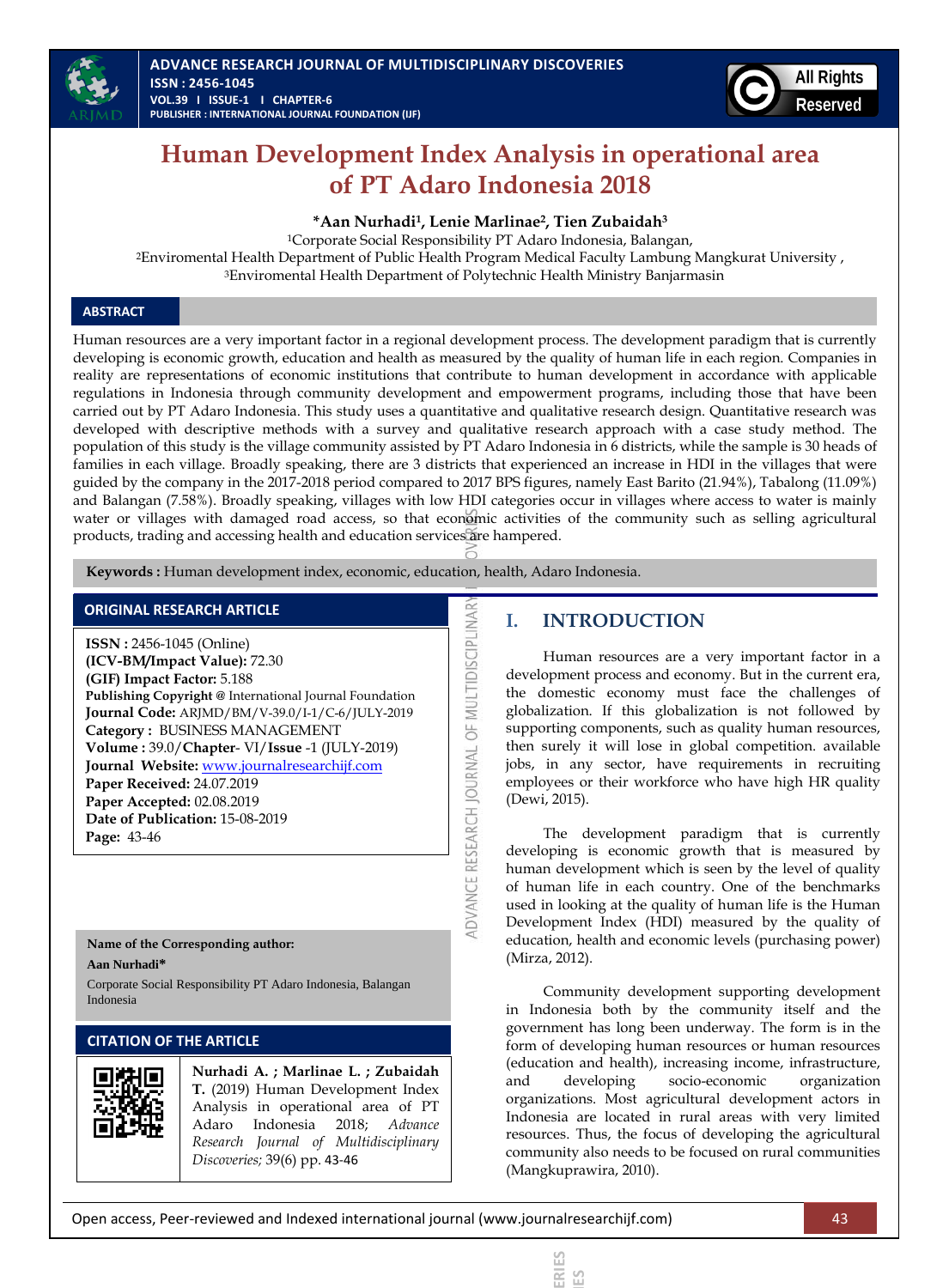# Human Development Index Analysis in operational area of PT Adaro Indonesia 2018

**\*Aan Nurhadi[1], Lenie Marlinae[2], Tien Zubaidah[3]**

[1]Corporate Social Responsibility PT Adaro Indonesia, Balangan,
[2]Enviromental Health Department of Public Health Program Medical Faculty Lambung Mangkurat University ,
[3]Enviromental Health Department of Polytechnic Health Ministry Banjarmasin

## ABSTRACT

Human resources are a very important factor in a regional development process. The development paradigm that is currently developing is economic growth, education and health as measured by the quality of human life in each region. Companies in reality are representations of economic institutions that contribute to human development in accordance with applicable regulations in Indonesia through community development and empowerment programs, including those that have been carried out by PT Adaro Indonesia. This study uses a quantitative and qualitative research design. Quantitative research was developed with descriptive methods with a survey and qualitative research approach with a case study method. The population of this study is the village community assisted by PT Adaro Indonesia in 6 districts, while the sample is 30 heads of families in each village. Broadly speaking, there are 3 districts that experienced an increase in HDI in the villages that were guided by the company in the 2017-2018 period compared to 2017 BPS figures, namely East Barito (21.94%), Tabalong (11.09%) and Balangan (7.58%). Broadly speaking, villages with low HDI categories occur in villages where access to water is mainly water or villages with damaged road access, so that economic activities of the community such as selling agricultural products, trading and accessing health and education services are hampered.

**Keywords :** Human development index, economic, education, health, Adaro Indonesia.

## ORIGINAL RESEARCH ARTICLE

**ISSN :** 2456-1045 (Online)
**(ICV-BM/Impact Value):** 72.30
**(GIF) Impact Factor:** 5.188
**Publishing Copyright @** International Journal Foundation
**Journal Code:** ARJMD/BM/V-39.0/I-1/C-6/JULY-2019
**Category :** BUSINESS MANAGEMENT
**Volume :** 39.0/**Chapter**- VI/**Issue** -1 (JULY-2019)
**Journal Website:** www.journalresearchijf.com
**Paper Received:** 24.07.2019
**Paper Accepted:** 02.08.2019
**Date of Publication:** 15-08-2019
**Page:** 43-46

**Name of the Corresponding author:**
**Aan Nurhadi\***
Corporate Social Responsibility PT Adaro Indonesia, Balangan Indonesia

## CITATION OF THE ARTICLE

**Nurhadi A. ; Marlinae L. ; Zubaidah T.** (2019) Human Development Index Analysis in operational area of PT Adaro Indonesia 2018; *Advance Research Journal of Multidisciplinary Discoveries;* 39(6) pp. 43-46

## I. INTRODUCTION

Human resources are a very important factor in a development process and economy. But in the current era, the domestic economy must face the challenges of globalization. If this globalization is not followed by supporting components, such as quality human resources, then surely it will lose in global competition. available jobs, in any sector, have requirements in recruiting employees or their workforce who have high HR quality (Dewi, 2015).

The development paradigm that is currently developing is economic growth that is measured by human development which is seen by the level of quality of human life in each country. One of the benchmarks used in looking at the quality of human life is the Human Development Index (HDI) measured by the quality of education, health and economic levels (purchasing power) (Mirza, 2012).

Community development supporting development in Indonesia both by the community itself and the government has long been underway. The form is in the form of developing human resources or human resources (education and health), increasing income, infrastructure, and developing socio-economic organization organizations. Most agricultural development actors in Indonesia are located in rural areas with very limited resources. Thus, the focus of developing the agricultural community also needs to be focused on rural communities (Mangkuprawira, 2010).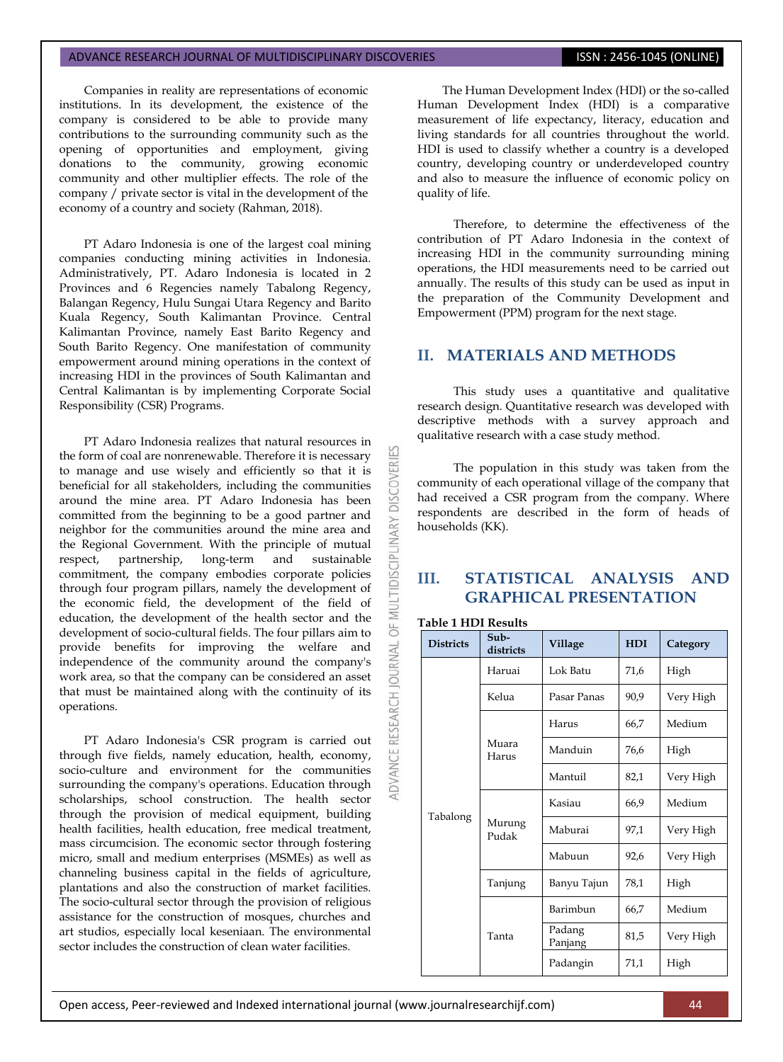Companies in reality are representations of economic institutions. In its development, the existence of the company is considered to be able to provide many contributions to the surrounding community such as the opening of opportunities and employment, giving donations to the community, growing economic community and other multiplier effects. The role of the company / private sector is vital in the development of the economy of a country and society (Rahman, 2018).

PT Adaro Indonesia is one of the largest coal mining companies conducting mining activities in Indonesia. Administratively, PT. Adaro Indonesia is located in 2 Provinces and 6 Regencies namely Tabalong Regency, Balangan Regency, Hulu Sungai Utara Regency and Barito Kuala Regency, South Kalimantan Province. Central Kalimantan Province, namely East Barito Regency and South Barito Regency. One manifestation of community empowerment around mining operations in the context of increasing HDI in the provinces of South Kalimantan and Central Kalimantan is by implementing Corporate Social Responsibility (CSR) Programs.

PT Adaro Indonesia realizes that natural resources in the form of coal are nonrenewable. Therefore it is necessary to manage and use wisely and efficiently so that it is beneficial for all stakeholders, including the communities around the mine area. PT Adaro Indonesia has been committed from the beginning to be a good partner and neighbor for the communities around the mine area and the Regional Government. With the principle of mutual respect, partnership, long-term and sustainable commitment, the company embodies corporate policies through four program pillars, namely the development of the economic field, the development of the field of education, the development of the health sector and the development of socio-cultural fields. The four pillars aim to provide benefits for improving the welfare and independence of the community around the company's work area, so that the company can be considered an asset that must be maintained along with the continuity of its operations.

PT Adaro Indonesia's CSR program is carried out through five fields, namely education, health, economy, socio-culture and environment for the communities surrounding the company's operations. Education through scholarships, school construction. The health sector through the provision of medical equipment, building health facilities, health education, free medical treatment, mass circumcision. The economic sector through fostering micro, small and medium enterprises (MSMEs) as well as channeling business capital in the fields of agriculture, plantations and also the construction of market facilities. The socio-cultural sector through the provision of religious assistance for the construction of mosques, churches and art studios, especially local keseniaan. The environmental sector includes the construction of clean water facilities.

The Human Development Index (HDI) or the so-called Human Development Index (HDI) is a comparative measurement of life expectancy, literacy, education and living standards for all countries throughout the world. HDI is used to classify whether a country is a developed country, developing country or underdeveloped country and also to measure the influence of economic policy on quality of life.

Therefore, to determine the effectiveness of the contribution of PT Adaro Indonesia in the context of increasing HDI in the community surrounding mining operations, the HDI measurements need to be carried out annually. The results of this study can be used as input in the preparation of the Community Development and Empowerment (PPM) program for the next stage.

## II. MATERIALS AND METHODS

This study uses a quantitative and qualitative research design. Quantitative research was developed with descriptive methods with a survey approach and qualitative research with a case study method.

The population in this study was taken from the community of each operational village of the company that had received a CSR program from the company. Where respondents are described in the form of heads of households (KK).

## III. STATISTICAL ANALYSIS AND GRAPHICAL PRESENTATION

**Table 1 HDI Results**

| Districts | Sub-districts | Village | HDI | Category |
|---|---|---|---|---|
| Tabalong | Haruai | Lok Batu | 71,6 | High |
| | Kelua | Pasar Panas | 90,9 | Very High |
| | Muara Harus | Harus | 66,7 | Medium |
| | | Manduin | 76,6 | High |
| | | Mantuil | 82,1 | Very High |
| | Murung Pudak | Kasiau | 66,9 | Medium |
| | | Maburai | 97,1 | Very High |
| | | Mabuun | 92,6 | Very High |
| | Tanjung | Banyu Tajun | 78,1 | High |
| | Tanta | Barimbun | 66,7 | Medium |
| | | Padang Panjang | 81,5 | Very High |
| | | Padangin | 71,1 | High |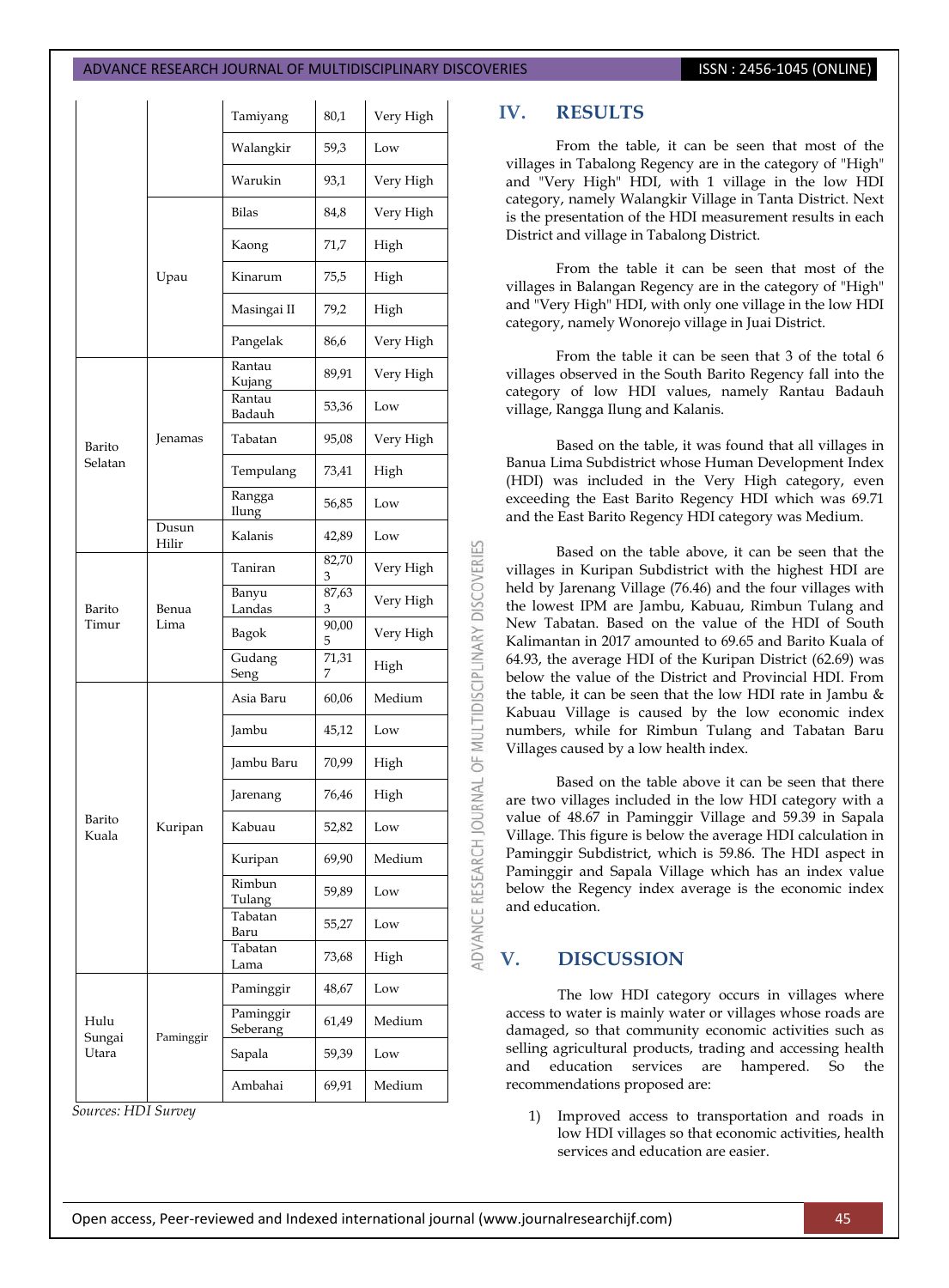| | | Tamiyang | 80,1 | Very High |
|---|---|---|---|---|
| | | Walangkir | 59,3 | Low |
| | | Warukin | 93,1 | Very High |
| | Upau | Bilas | 84,8 | Very High |
| | | Kaong | 71,7 | High |
| | | Kinarum | 75,5 | High |
| | | Masingai II | 79,2 | High |
| | | Pangelak | 86,6 | Very High |
| Barito Selatan | Jenamas | Rantau Kujang | 89,91 | Very High |
| | | Rantau Badauh | 53,36 | Low |
| | | Tabatan | 95,08 | Very High |
| | | Tempulang | 73,41 | High |
| | | Rangga Ilung | 56,85 | Low |
| | Dusun Hilir | Kalanis | 42,89 | Low |
| Barito Timur | Benua Lima | Taniran | 82,703 | Very High |
| | | Banyu Landas | 87,633 | Very High |
| | | Bagok | 90,005 | Very High |
| | | Gudang Seng | 71,317 | High |
| Barito Kuala | Kuripan | Asia Baru | 60,06 | Medium |
| | | Jambu | 45,12 | Low |
| | | Jambu Baru | 70,99 | High |
| | | Jarenang | 76,46 | High |
| | | Kabuau | 52,82 | Low |
| | | Kuripan | 69,90 | Medium |
| | | Rimbun Tulang | 59,89 | Low |
| | | Tabatan Baru | 55,27 | Low |
| | | Tabatan Lama | 73,68 | High |
| Hulu Sungai Utara | Paminggir | Paminggir | 48,67 | Low |
| | | Paminggir Seberang | 61,49 | Medium |
| | | Sapala | 59,39 | Low |
| | | Ambahai | 69,91 | Medium |

*Sources: HDI Survey*

## IV. RESULTS

From the table, it can be seen that most of the villages in Tabalong Regency are in the category of "High" and "Very High" HDI, with 1 village in the low HDI category, namely Walangkir Village in Tanta District. Next is the presentation of the HDI measurement results in each District and village in Tabalong District.

From the table it can be seen that most of the villages in Balangan Regency are in the category of "High" and "Very High" HDI, with only one village in the low HDI category, namely Wonorejo village in Juai District.

From the table it can be seen that 3 of the total 6 villages observed in the South Barito Regency fall into the category of low HDI values, namely Rantau Badauh village, Rangga Ilung and Kalanis.

Based on the table, it was found that all villages in Banua Lima Subdistrict whose Human Development Index (HDI) was included in the Very High category, even exceeding the East Barito Regency HDI which was 69.71 and the East Barito Regency HDI category was Medium.

Based on the table above, it can be seen that the villages in Kuripan Subdistrict with the highest HDI are held by Jarenang Village (76.46) and the four villages with the lowest IPM are Jambu, Kabuau, Rimbun Tulang and New Tabatan. Based on the value of the HDI of South Kalimantan in 2017 amounted to 69.65 and Barito Kuala of 64.93, the average HDI of the Kuripan District (62.69) was below the value of the District and Provincial HDI. From the table, it can be seen that the low HDI rate in Jambu & Kabuau Village is caused by the low economic index numbers, while for Rimbun Tulang and Tabatan Baru Villages caused by a low health index.

Based on the table above it can be seen that there are two villages included in the low HDI category with a value of 48.67 in Paminggir Village and 59.39 in Sapala Village. This figure is below the average HDI calculation in Paminggir Subdistrict, which is 59.86. The HDI aspect in Paminggir and Sapala Village which has an index value below the Regency index average is the economic index and education.

## V. DISCUSSION

The low HDI category occurs in villages where access to water is mainly water or villages whose roads are damaged, so that community economic activities such as selling agricultural products, trading and accessing health and education services are hampered. So the recommendations proposed are:

1) Improved access to transportation and roads in low HDI villages so that economic activities, health services and education are easier.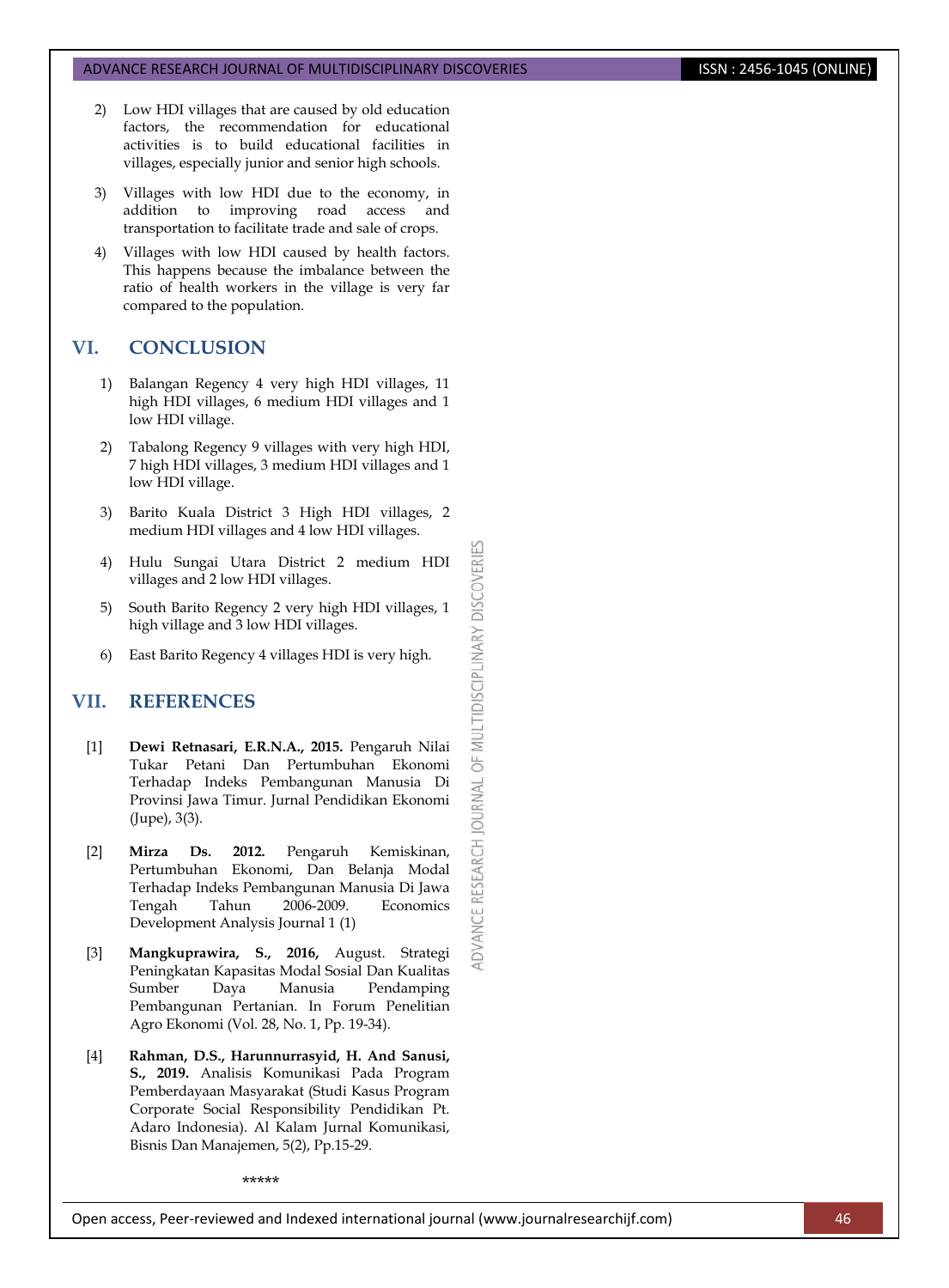2) Low HDI villages that are caused by old education factors, the recommendation for educational activities is to build educational facilities in villages, especially junior and senior high schools.

3) Villages with low HDI due to the economy, in addition to improving road access and transportation to facilitate trade and sale of crops.

4) Villages with low HDI caused by health factors. This happens because the imbalance between the ratio of health workers in the village is very far compared to the population.

## VI. CONCLUSION

1) Balangan Regency 4 very high HDI villages, 11 high HDI villages, 6 medium HDI villages and 1 low HDI village.

2) Tabalong Regency 9 villages with very high HDI, 7 high HDI villages, 3 medium HDI villages and 1 low HDI village.

3) Barito Kuala District 3 High HDI villages, 2 medium HDI villages and 4 low HDI villages.

4) Hulu Sungai Utara District 2 medium HDI villages and 2 low HDI villages.

5) South Barito Regency 2 very high HDI villages, 1 high village and 3 low HDI villages.

6) East Barito Regency 4 villages HDI is very high.

## VII. REFERENCES

[1] **Dewi Retnasari, E.R.N.A., 2015.** Pengaruh Nilai Tukar Petani Dan Pertumbuhan Ekonomi Terhadap Indeks Pembangunan Manusia Di Provinsi Jawa Timur. Jurnal Pendidikan Ekonomi (Jupe), 3(3).

[2] **Mirza Ds. 2012.** Pengaruh Kemiskinan, Pertumbuhan Ekonomi, Dan Belanja Modal Terhadap Indeks Pembangunan Manusia Di Jawa Tengah Tahun 2006-2009. Economics Development Analysis Journal 1 (1)

[3] **Mangkuprawira, S., 2016,** August. Strategi Peningkatan Kapasitas Modal Sosial Dan Kualitas Sumber Daya Manusia Pendamping Pembangunan Pertanian. In Forum Penelitian Agro Ekonomi (Vol. 28, No. 1, Pp. 19-34).

[4] **Rahman, D.S., Harunnurrasyid, H. And Sanusi, S., 2019.** Analisis Komunikasi Pada Program Pemberdayaan Masyarakat (Studi Kasus Program Corporate Social Responsibility Pendidikan Pt. Adaro Indonesia). Al Kalam Jurnal Komunikasi, Bisnis Dan Manajemen, 5(2), Pp.15-29.

*****